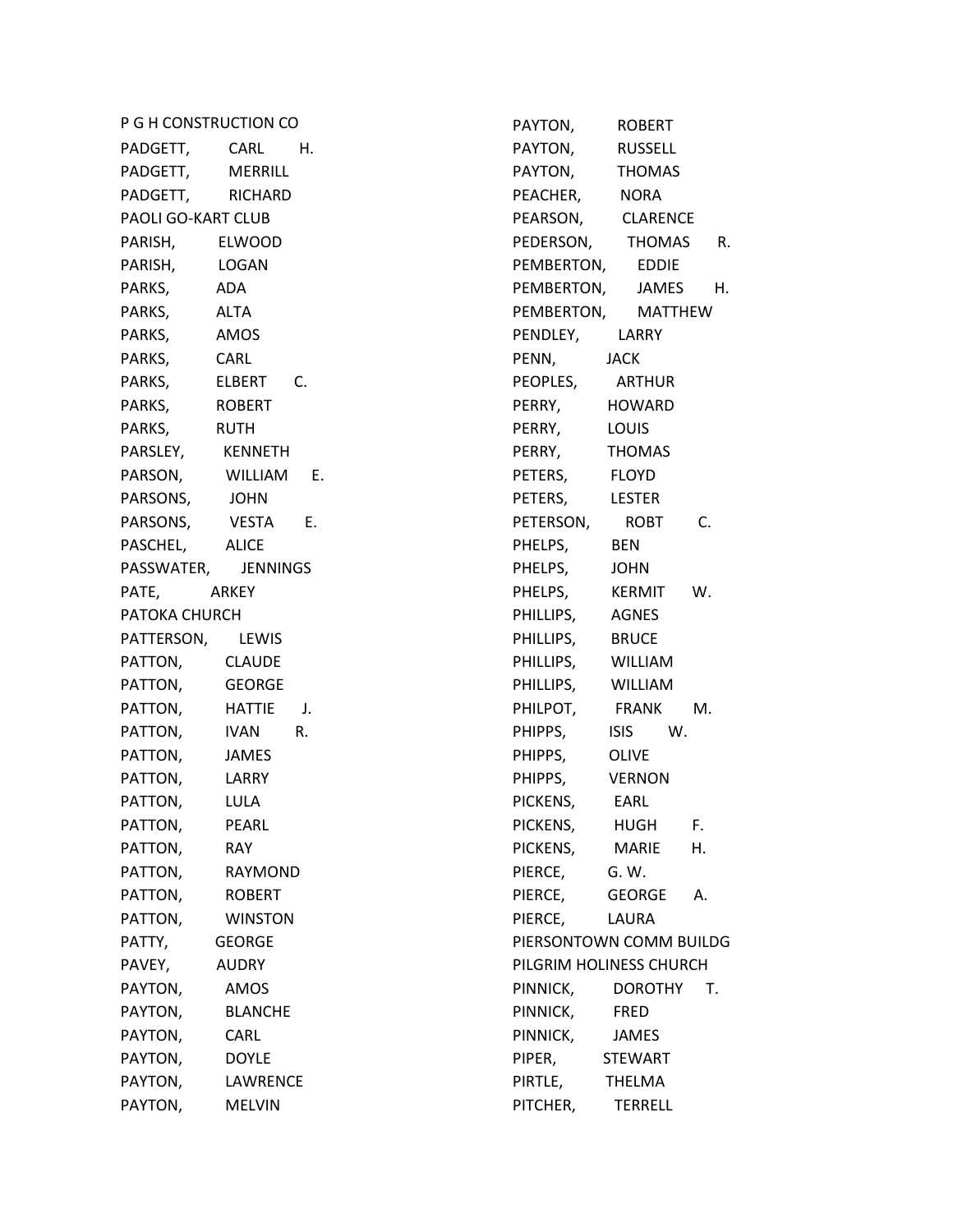P G H CONSTRUCTION CO
PADGETT, CARL H.
PADGETT, MERRILL
PADGETT, RICHARD
PAOLI GO-KART CLUB
PARISH, ELWOOD
PARISH, LOGAN
PARKS, ADA
PARKS, ALTA
PARKS, AMOS
PARKS, CARL
PARKS, ELBERT C.
PARKS, ROBERT
PARKS, RUTH
PARSLEY, KENNETH
PARSON, WILLIAM E.
PARSONS, JOHN
PARSONS, VESTA E.
PASCHEL, ALICE
PASSWATER, JENNINGS
PATE, ARKEY
PATOKA CHURCH
PATTERSON, LEWIS
PATTON, CLAUDE
PATTON, GEORGE
PATTON, HATTIE J.
PATTON, IVAN R.
PATTON, JAMES
PATTON, LARRY
PATTON, LULA
PATTON, PEARL
PATTON, RAY
PATTON, RAYMOND
PATTON, ROBERT
PATTON, WINSTON
PATTY, GEORGE
PAVEY, AUDRY
PAYTON, AMOS
PAYTON, BLANCHE
PAYTON, CARL
PAYTON, DOYLE
PAYTON, LAWRENCE
PAYTON, MELVIN
PAYTON, ROBERT
PAYTON, RUSSELL
PAYTON, THOMAS
PEACHER, NORA
PEARSON, CLARENCE
PEDERSON, THOMAS R.
PEMBERTON, EDDIE
PEMBERTON, JAMES H.
PEMBERTON, MATTHEW
PENDLEY, LARRY
PENN, JACK
PEOPLES, ARTHUR
PERRY, HOWARD
PERRY, LOUIS
PERRY, THOMAS
PETERS, FLOYD
PETERS, LESTER
PETERSON, ROBT C.
PHELPS, BEN
PHELPS, JOHN
PHELPS, KERMIT W.
PHILLIPS, AGNES
PHILLIPS, BRUCE
PHILLIPS, WILLIAM
PHILLIPS, WILLIAM
PHILPOT, FRANK M.
PHIPPS, ISIS W.
PHIPPS, OLIVE
PHIPPS, VERNON
PICKENS, EARL
PICKENS, HUGH F.
PICKENS, MARIE H.
PIERCE, G. W.
PIERCE, GEORGE A.
PIERCE, LAURA
PIERSONTOWN COMM BUILDG
PILGRIM HOLINESS CHURCH
PINNICK, DOROTHY T.
PINNICK, FRED
PINNICK, JAMES
PIPER, STEWART
PIRTLE, THELMA
PITCHER, TERRELL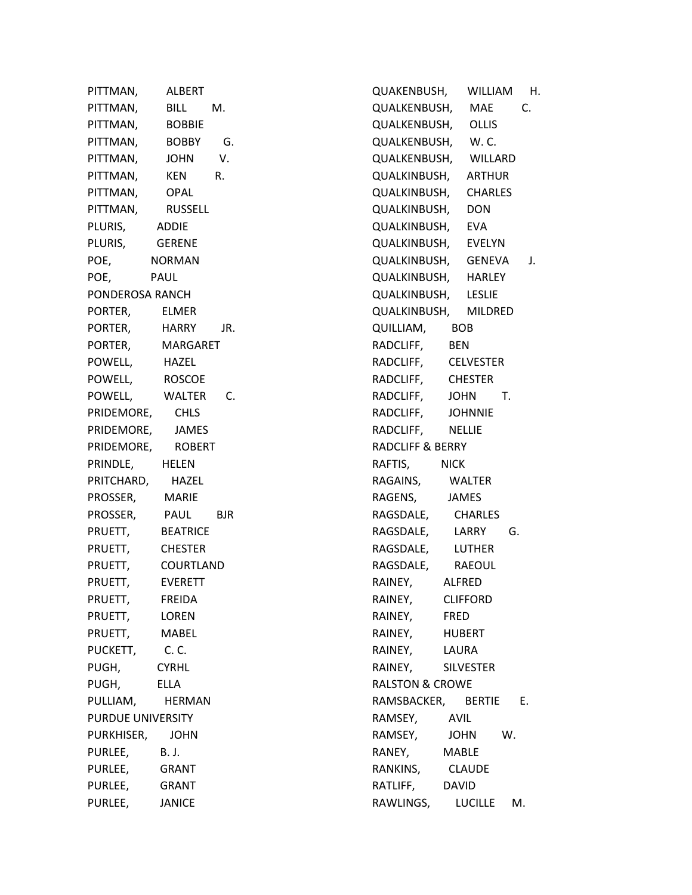PITTMAN, ALBERT
PITTMAN, BILL M.
PITTMAN, BOBBIE
PITTMAN, BOBBY G.
PITTMAN, JOHN V.
PITTMAN, KEN R.
PITTMAN, OPAL
PITTMAN, RUSSELL
PLURIS, ADDIE
PLURIS, GERENE
POE, NORMAN
POE, PAUL
PONDEROSA RANCH
PORTER, ELMER
PORTER, HARRY JR.
PORTER, MARGARET
POWELL, HAZEL
POWELL, ROSCOE
POWELL, WALTER C.
PRIDEMORE, CHLS
PRIDEMORE, JAMES
PRIDEMORE, ROBERT
PRINDLE, HELEN
PRITCHARD, HAZEL
PROSSER, MARIE
PROSSER, PAUL BJR
PRUETT, BEATRICE
PRUETT, CHESTER
PRUETT, COURTLAND
PRUETT, EVERETT
PRUETT, FREIDA
PRUETT, LOREN
PRUETT, MABEL
PUCKETT, C. C.
PUGH, CYRHL
PUGH, ELLA
PULLIAM, HERMAN
PURDUE UNIVERSITY
PURKHISER, JOHN
PURLEE, B. J.
PURLEE, GRANT
PURLEE, GRANT
PURLEE, JANICE
QUAKENBUSH, WILLIAM H.
QUALKENBUSH, MAE C.
QUALKENBUSH, OLLIS
QUALKENBUSH, W. C.
QUALKENBUSH, WILLARD
QUALKINBUSH, ARTHUR
QUALKINBUSH, CHARLES
QUALKINBUSH, DON
QUALKINBUSH, EVA
QUALKINBUSH, EVELYN
QUALKINBUSH, GENEVA J.
QUALKINBUSH, HARLEY
QUALKINBUSH, LESLIE
QUALKINBUSH, MILDRED
QUILLIAM, BOB
RADCLIFF, BEN
RADCLIFF, CELVESTER
RADCLIFF, CHESTER
RADCLIFF, JOHN T.
RADCLIFF, JOHNNIE
RADCLIFF, NELLIE
RADCLIFF & BERRY
RAFTIS, NICK
RAGAINS, WALTER
RAGENS, JAMES
RAGSDALE, CHARLES
RAGSDALE, LARRY G.
RAGSDALE, LUTHER
RAGSDALE, RAEOUL
RAINEY, ALFRED
RAINEY, CLIFFORD
RAINEY, FRED
RAINEY, HUBERT
RAINEY, LAURA
RAINEY, SILVESTER
RALSTON & CROWE
RAMSBACKER, BERTIE E.
RAMSEY, AVIL
RAMSEY, JOHN W.
RANEY, MABLE
RANKINS, CLAUDE
RATLIFF, DAVID
RAWLINGS, LUCILLE M.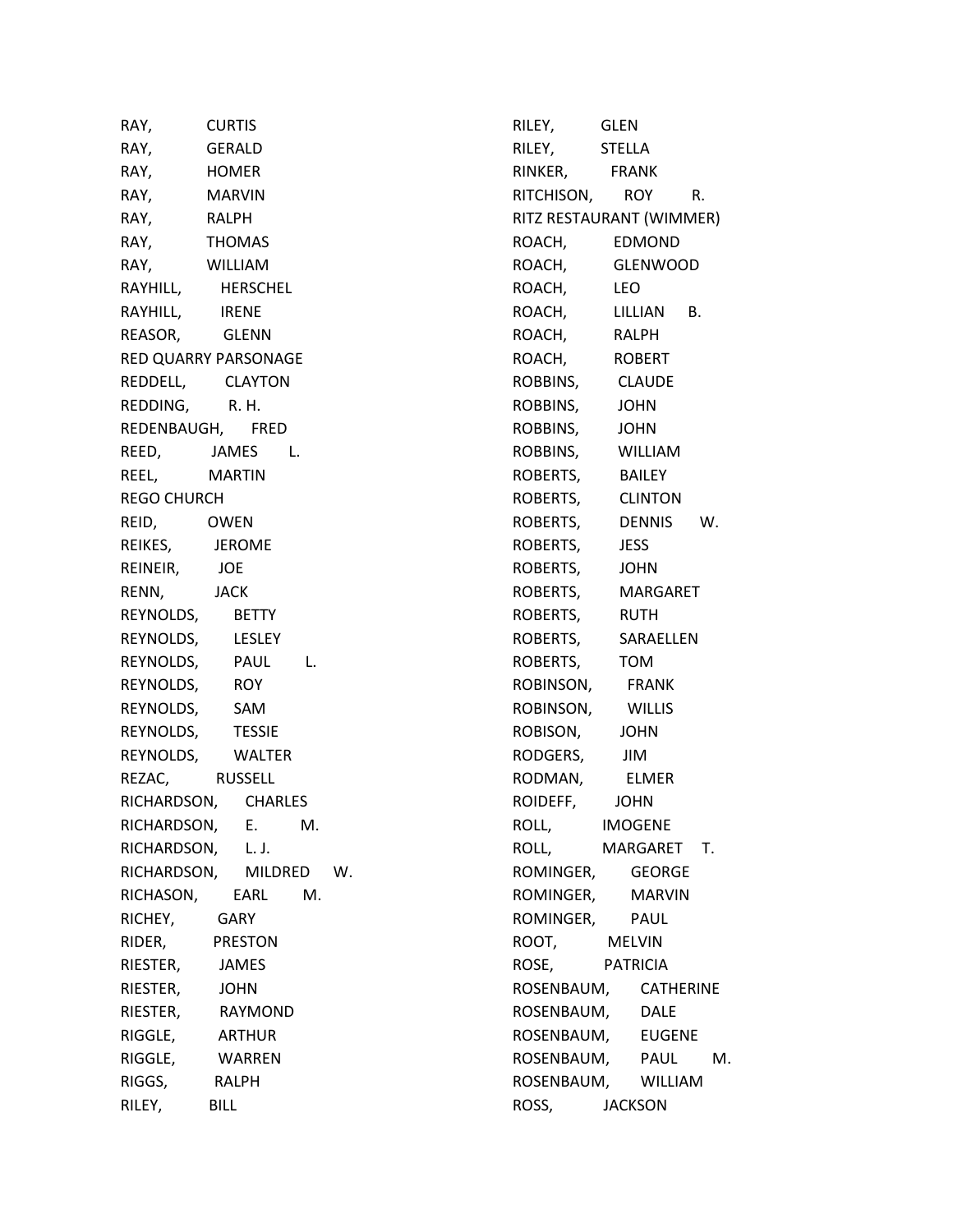RAY, CURTIS
RAY, GERALD
RAY, HOMER
RAY, MARVIN
RAY, RALPH
RAY, THOMAS
RAY, WILLIAM
RAYHILL, HERSCHEL
RAYHILL, IRENE
REASOR, GLENN
RED QUARRY PARSONAGE
REDDELL, CLAYTON
REDDING, R. H.
REDENBAUGH, FRED
REED, JAMES L.
REEL, MARTIN
REGO CHURCH
REID, OWEN
REIKES, JEROME
REINEIR, JOE
RENN, JACK
REYNOLDS, BETTY
REYNOLDS, LESLEY
REYNOLDS, PAUL L.
REYNOLDS, ROY
REYNOLDS, SAM
REYNOLDS, TESSIE
REYNOLDS, WALTER
REZAC, RUSSELL
RICHARDSON, CHARLES
RICHARDSON, E. M.
RICHARDSON, L. J.
RICHARDSON, MILDRED W.
RICHASON, EARL M.
RICHEY, GARY
RIDER, PRESTON
RIESTER, JAMES
RIESTER, JOHN
RIESTER, RAYMOND
RIGGLE, ARTHUR
RIGGLE, WARREN
RIGGS, RALPH
RILEY, BILL
RILEY, GLEN
RILEY, STELLA
RINKER, FRANK
RITCHISON, ROY R.
RITZ RESTAURANT (WIMMER)
ROACH, EDMOND
ROACH, GLENWOOD
ROACH, LEO
ROACH, LILLIAN B.
ROACH, RALPH
ROACH, ROBERT
ROBBINS, CLAUDE
ROBBINS, JOHN
ROBBINS, JOHN
ROBBINS, WILLIAM
ROBERTS, BAILEY
ROBERTS, CLINTON
ROBERTS, DENNIS W.
ROBERTS, JESS
ROBERTS, JOHN
ROBERTS, MARGARET
ROBERTS, RUTH
ROBERTS, SARAELLEN
ROBERTS, TOM
ROBINSON, FRANK
ROBINSON, WILLIS
ROBISON, JOHN
RODGERS, JIM
RODMAN, ELMER
ROIDEFF, JOHN
ROLL, IMOGENE
ROLL, MARGARET T.
ROMINGER, GEORGE
ROMINGER, MARVIN
ROMINGER, PAUL
ROOT, MELVIN
ROSE, PATRICIA
ROSENBAUM, CATHERINE
ROSENBAUM, DALE
ROSENBAUM, EUGENE
ROSENBAUM, PAUL M.
ROSENBAUM, WILLIAM
ROSS, JACKSON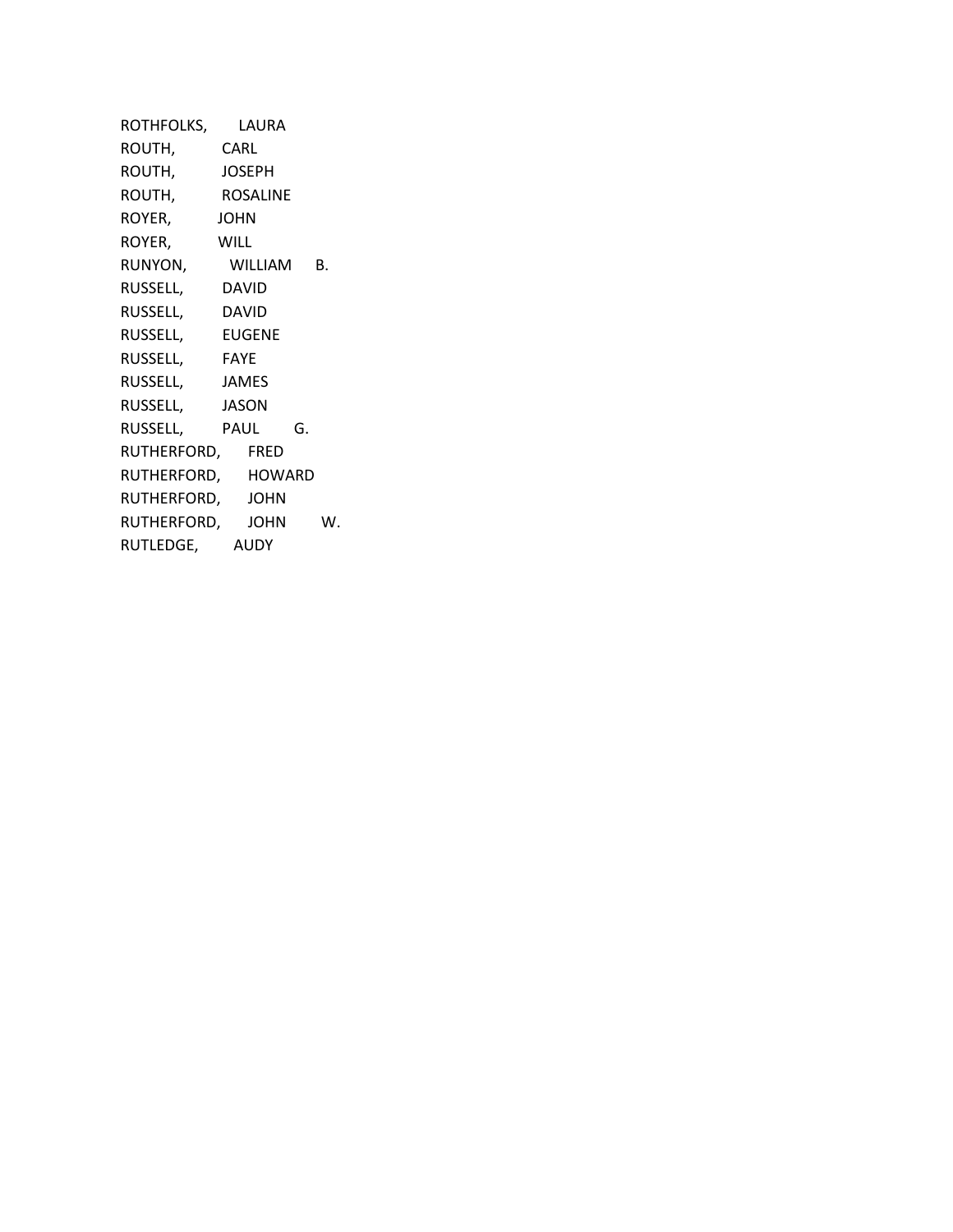| | | |
|---|---|---|
| ROTHFOLKS, | LAURA | |
| ROUTH, | CARL | |
| ROUTH, | JOSEPH | |
| ROUTH, | ROSALINE | |
| ROYER, | JOHN | |
| ROYER, | WILL | |
| RUNYON, | WILLIAM | B. |
| RUSSELL, | DAVID | |
| RUSSELL, | DAVID | |
| RUSSELL, | EUGENE | |
| RUSSELL, | FAYE | |
| RUSSELL, | JAMES | |
| RUSSELL, | JASON | |
| RUSSELL, | PAUL | G. |
| RUTHERFORD, | FRED | |
| RUTHERFORD, | HOWARD | |
| RUTHERFORD, | JOHN | |
| RUTHERFORD, | JOHN | W. |
| RUTLEDGE, | AUDY | |